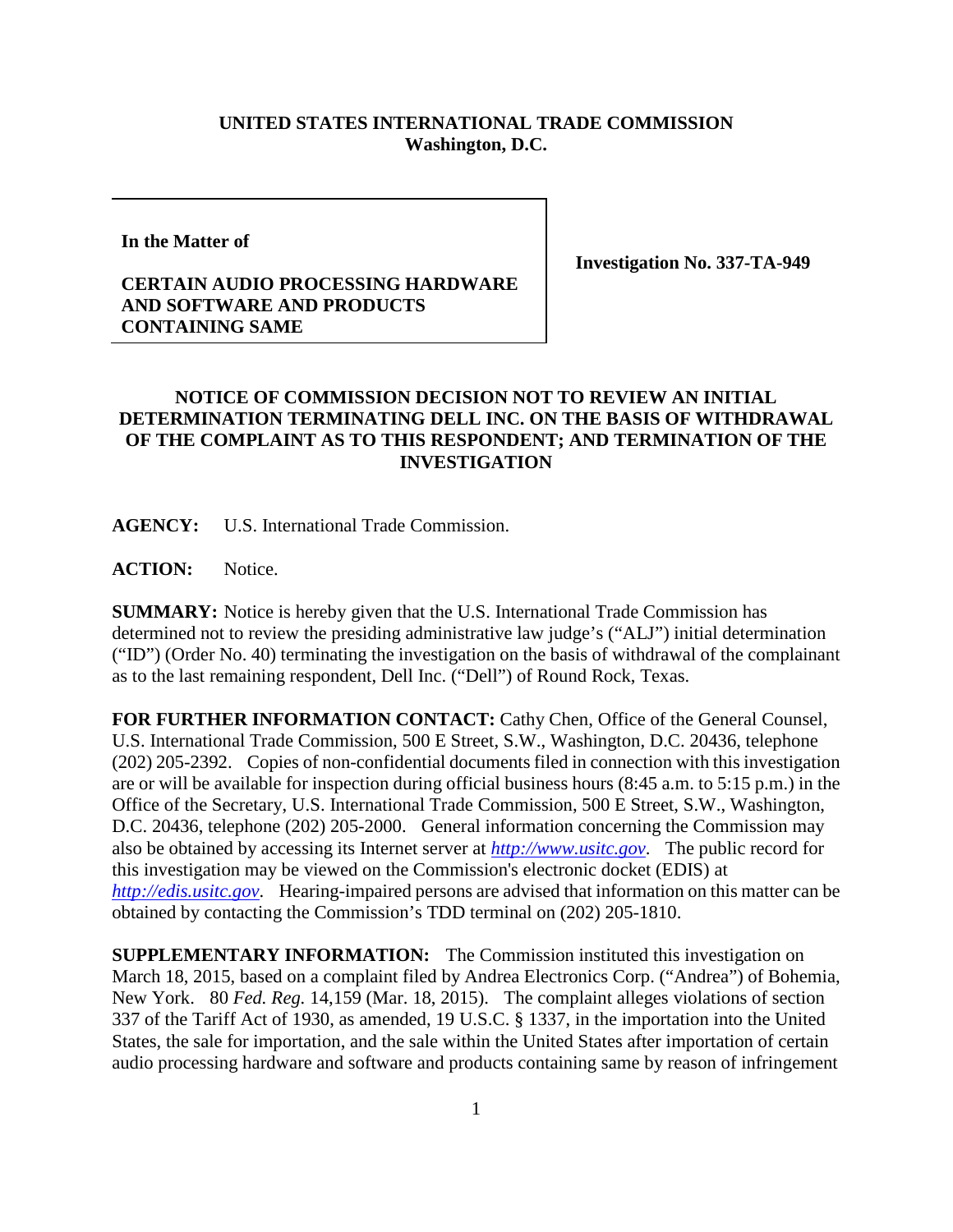**UNITED STATES INTERNATIONAL TRADE COMMISSION**
**Washington, D.C.**

| **In the Matter of** **CERTAIN AUDIO PROCESSING HARDWARE AND SOFTWARE AND PRODUCTS CONTAINING SAME** | **Investigation No. 337-TA-949** |
|---|---|

**NOTICE OF COMMISSION DECISION NOT TO REVIEW AN INITIAL DETERMINATION TERMINATING DELL INC. ON THE BASIS OF WITHDRAWAL OF THE COMPLAINT AS TO THIS RESPONDENT; AND TERMINATION OF THE INVESTIGATION**

**AGENCY:** U.S. International Trade Commission.

**ACTION:** Notice.

**SUMMARY:** Notice is hereby given that the U.S. International Trade Commission has determined not to review the presiding administrative law judge's ("ALJ") initial determination ("ID") (Order No. 40) terminating the investigation on the basis of withdrawal of the complainant as to the last remaining respondent, Dell Inc. ("Dell") of Round Rock, Texas.

**FOR FURTHER INFORMATION CONTACT:** Cathy Chen, Office of the General Counsel, U.S. International Trade Commission, 500 E Street, S.W., Washington, D.C. 20436, telephone (202) 205-2392. Copies of non-confidential documents filed in connection with this investigation are or will be available for inspection during official business hours (8:45 a.m. to 5:15 p.m.) in the Office of the Secretary, U.S. International Trade Commission, 500 E Street, S.W., Washington, D.C. 20436, telephone (202) 205-2000. General information concerning the Commission may also be obtained by accessing its Internet server at *http://www.usitc.gov*. The public record for this investigation may be viewed on the Commission's electronic docket (EDIS) at *http://edis.usitc.gov*. Hearing-impaired persons are advised that information on this matter can be obtained by contacting the Commission's TDD terminal on (202) 205-1810.

**SUPPLEMENTARY INFORMATION:** The Commission instituted this investigation on March 18, 2015, based on a complaint filed by Andrea Electronics Corp. ("Andrea") of Bohemia, New York. 80 *Fed. Reg.* 14,159 (Mar. 18, 2015). The complaint alleges violations of section 337 of the Tariff Act of 1930, as amended, 19 U.S.C. § 1337, in the importation into the United States, the sale for importation, and the sale within the United States after importation of certain audio processing hardware and software and products containing same by reason of infringement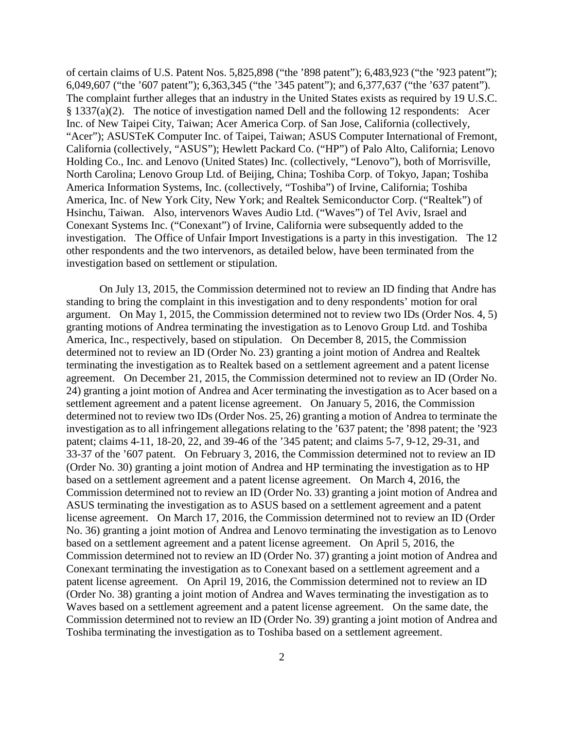of certain claims of U.S. Patent Nos. 5,825,898 ("the '898 patent"); 6,483,923 ("the '923 patent"); 6,049,607 ("the '607 patent"); 6,363,345 ("the '345 patent"); and 6,377,637 ("the '637 patent"). The complaint further alleges that an industry in the United States exists as required by 19 U.S.C. § 1337(a)(2). The notice of investigation named Dell and the following 12 respondents: Acer Inc. of New Taipei City, Taiwan; Acer America Corp. of San Jose, California (collectively, "Acer"); ASUSTeK Computer Inc. of Taipei, Taiwan; ASUS Computer International of Fremont, California (collectively, "ASUS"); Hewlett Packard Co. ("HP") of Palo Alto, California; Lenovo Holding Co., Inc. and Lenovo (United States) Inc. (collectively, "Lenovo"), both of Morrisville, North Carolina; Lenovo Group Ltd. of Beijing, China; Toshiba Corp. of Tokyo, Japan; Toshiba America Information Systems, Inc. (collectively, "Toshiba") of Irvine, California; Toshiba America, Inc. of New York City, New York; and Realtek Semiconductor Corp. ("Realtek") of Hsinchu, Taiwan. Also, intervenors Waves Audio Ltd. ("Waves") of Tel Aviv, Israel and Conexant Systems Inc. ("Conexant") of Irvine, California were subsequently added to the investigation. The Office of Unfair Import Investigations is a party in this investigation. The 12 other respondents and the two intervenors, as detailed below, have been terminated from the investigation based on settlement or stipulation.

On July 13, 2015, the Commission determined not to review an ID finding that Andre has standing to bring the complaint in this investigation and to deny respondents' motion for oral argument. On May 1, 2015, the Commission determined not to review two IDs (Order Nos. 4, 5) granting motions of Andrea terminating the investigation as to Lenovo Group Ltd. and Toshiba America, Inc., respectively, based on stipulation. On December 8, 2015, the Commission determined not to review an ID (Order No. 23) granting a joint motion of Andrea and Realtek terminating the investigation as to Realtek based on a settlement agreement and a patent license agreement. On December 21, 2015, the Commission determined not to review an ID (Order No. 24) granting a joint motion of Andrea and Acer terminating the investigation as to Acer based on a settlement agreement and a patent license agreement. On January 5, 2016, the Commission determined not to review two IDs (Order Nos. 25, 26) granting a motion of Andrea to terminate the investigation as to all infringement allegations relating to the '637 patent; the '898 patent; the '923 patent; claims 4-11, 18-20, 22, and 39-46 of the '345 patent; and claims 5-7, 9-12, 29-31, and 33-37 of the '607 patent. On February 3, 2016, the Commission determined not to review an ID (Order No. 30) granting a joint motion of Andrea and HP terminating the investigation as to HP based on a settlement agreement and a patent license agreement. On March 4, 2016, the Commission determined not to review an ID (Order No. 33) granting a joint motion of Andrea and ASUS terminating the investigation as to ASUS based on a settlement agreement and a patent license agreement. On March 17, 2016, the Commission determined not to review an ID (Order No. 36) granting a joint motion of Andrea and Lenovo terminating the investigation as to Lenovo based on a settlement agreement and a patent license agreement. On April 5, 2016, the Commission determined not to review an ID (Order No. 37) granting a joint motion of Andrea and Conexant terminating the investigation as to Conexant based on a settlement agreement and a patent license agreement. On April 19, 2016, the Commission determined not to review an ID (Order No. 38) granting a joint motion of Andrea and Waves terminating the investigation as to Waves based on a settlement agreement and a patent license agreement. On the same date, the Commission determined not to review an ID (Order No. 39) granting a joint motion of Andrea and Toshiba terminating the investigation as to Toshiba based on a settlement agreement.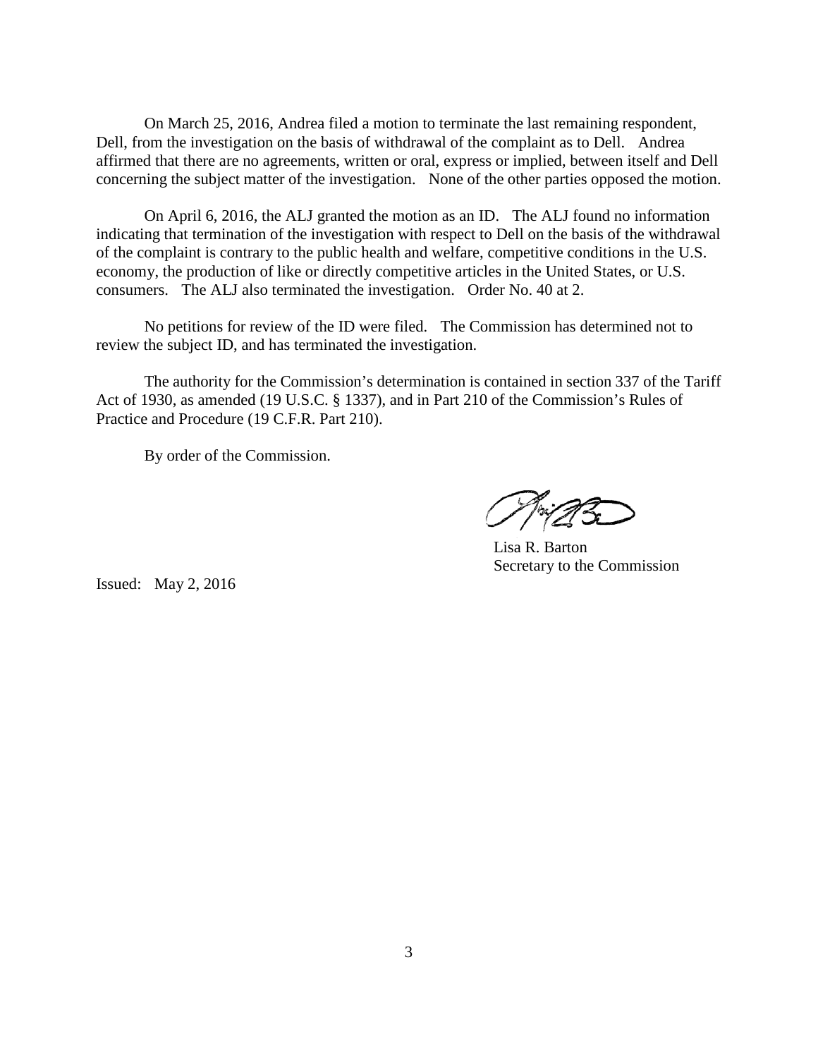On March 25, 2016, Andrea filed a motion to terminate the last remaining respondent, Dell, from the investigation on the basis of withdrawal of the complaint as to Dell. Andrea affirmed that there are no agreements, written or oral, express or implied, between itself and Dell concerning the subject matter of the investigation. None of the other parties opposed the motion.

On April 6, 2016, the ALJ granted the motion as an ID. The ALJ found no information indicating that termination of the investigation with respect to Dell on the basis of the withdrawal of the complaint is contrary to the public health and welfare, competitive conditions in the U.S. economy, the production of like or directly competitive articles in the United States, or U.S. consumers. The ALJ also terminated the investigation. Order No. 40 at 2.

No petitions for review of the ID were filed. The Commission has determined not to review the subject ID, and has terminated the investigation.

The authority for the Commission's determination is contained in section 337 of the Tariff Act of 1930, as amended (19 U.S.C. § 1337), and in Part 210 of the Commission's Rules of Practice and Procedure (19 C.F.R. Part 210).

By order of the Commission.

Lisa R. Barton
Secretary to the Commission

Issued: May 2, 2016